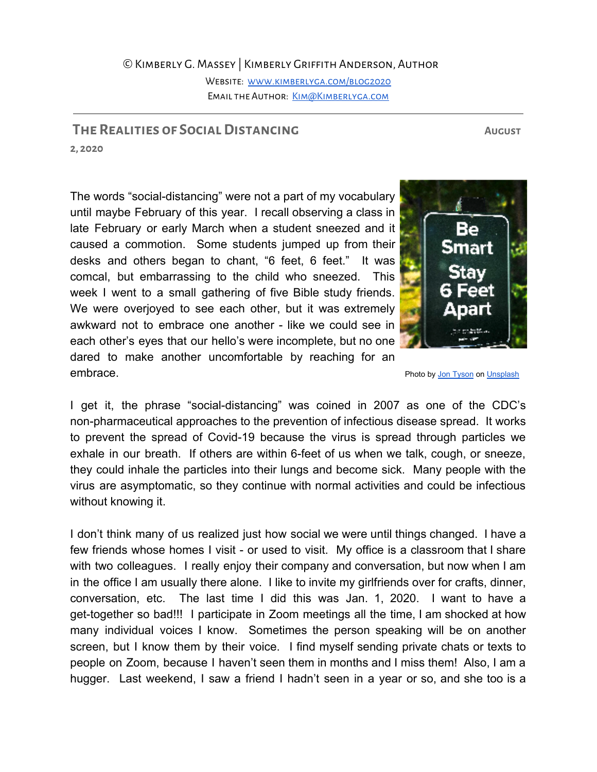© Kimberly G. Massey | Kimberly Griffith Anderson, Author

Website: [www.kimberlyga.com/blog2020](http://www.kimberlyga.com/blog2020)

Email the Author: [Kim@Kimberlyga.com](mailto:Kim@Kimberlyga.com)

---

## The Realities of Social Distancing

**August 2, 2020**

The words "social-distancing" were not a part of my vocabulary until maybe February of this year. I recall observing a class in late February or early March when a student sneezed and it caused a commotion. Some students jumped up from their desks and others began to chant, "6 feet, 6 feet." It was comcal, but embarrassing to the child who sneezed. This week I went to a small gathering of five Bible study friends. We were overjoyed to see each other, but it was extremely awkward not to embrace one another - like we could see in each other's eyes that our hello's were incomplete, but no one dared to make another uncomfortable by reaching for an embrace.

Photo by [Jon Tyson](#) on [Unsplash](#)

I get it, the phrase "social-distancing" was coined in 2007 as one of the CDC's non-pharmaceutical approaches to the prevention of infectious disease spread. It works to prevent the spread of Covid-19 because the virus is spread through particles we exhale in our breath. If others are within 6-feet of us when we talk, cough, or sneeze, they could inhale the particles into their lungs and become sick. Many people with the virus are asymptomatic, so they continue with normal activities and could be infectious without knowing it.

I don't think many of us realized just how social we were until things changed. I have a few friends whose homes I visit - or used to visit. My office is a classroom that I share with two colleagues. I really enjoy their company and conversation, but now when I am in the office I am usually there alone. I like to invite my girlfriends over for crafts, dinner, conversation, etc. The last time I did this was Jan. 1, 2020. I want to have a get-together so bad!!! I participate in Zoom meetings all the time, I am shocked at how many individual voices I know. Sometimes the person speaking will be on another screen, but I know them by their voice. I find myself sending private chats or texts to people on Zoom, because I haven't seen them in months and I miss them! Also, I am a hugger. Last weekend, I saw a friend I hadn't seen in a year or so, and she too is a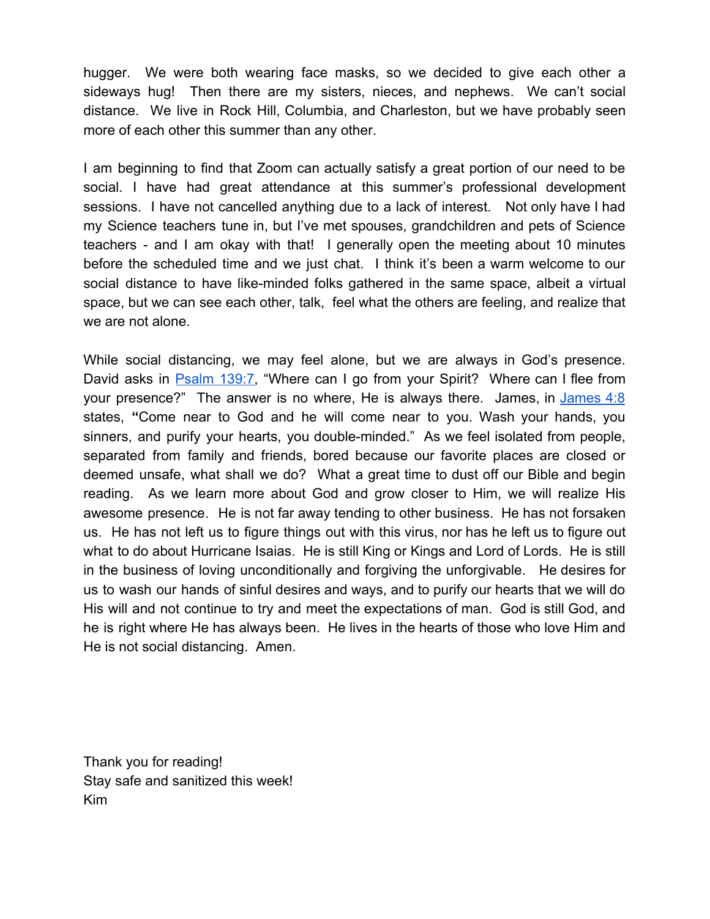hugger. We were both wearing face masks, so we decided to give each other a sideways hug! Then there are my sisters, nieces, and nephews. We can't social distance. We live in Rock Hill, Columbia, and Charleston, but we have probably seen more of each other this summer than any other.

I am beginning to find that Zoom can actually satisfy a great portion of our need to be social. I have had great attendance at this summer's professional development sessions. I have not cancelled anything due to a lack of interest. Not only have I had my Science teachers tune in, but I've met spouses, grandchildren and pets of Science teachers - and I am okay with that! I generally open the meeting about 10 minutes before the scheduled time and we just chat. I think it's been a warm welcome to our social distance to have like-minded folks gathered in the same space, albeit a virtual space, but we can see each other, talk, feel what the others are feeling, and realize that we are not alone.

While social distancing, we may feel alone, but we are always in God's presence. David asks in Psalm 139:7, "Where can I go from your Spirit? Where can I flee from your presence?" The answer is no where, He is always there. James, in James 4:8 states, **"**Come near to God and he will come near to you. Wash your hands, you sinners, and purify your hearts, you double-minded." As we feel isolated from people, separated from family and friends, bored because our favorite places are closed or deemed unsafe, what shall we do? What a great time to dust off our Bible and begin reading. As we learn more about God and grow closer to Him, we will realize His awesome presence. He is not far away tending to other business. He has not forsaken us. He has not left us to figure things out with this virus, nor has he left us to figure out what to do about Hurricane Isaias. He is still King or Kings and Lord of Lords. He is still in the business of loving unconditionally and forgiving the unforgivable. He desires for us to wash our hands of sinful desires and ways, and to purify our hearts that we will do His will and not continue to try and meet the expectations of man. God is still God, and he is right where He has always been. He lives in the hearts of those who love Him and He is not social distancing. Amen.

Thank you for reading!
Stay safe and sanitized this week!
Kim